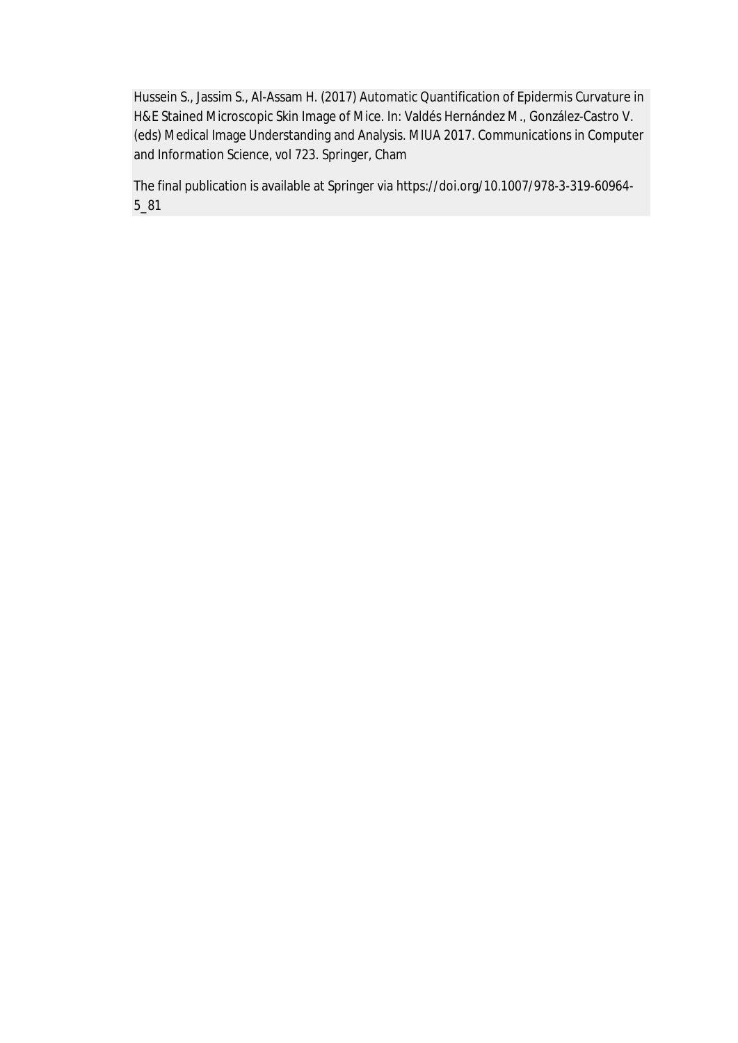Hussein S., Jassim S., Al-Assam H. (2017) Automatic Quantification of Epidermis Curvature in H&E Stained Microscopic Skin Image of Mice. In: Valdés Hernández M., González-Castro V. (eds) Medical Image Understanding and Analysis. MIUA 2017. Communications in Computer and Information Science, vol 723. Springer, Cham

The final publication is available at Springer via https://doi.org/10.1007/978-3-319-60964-5_81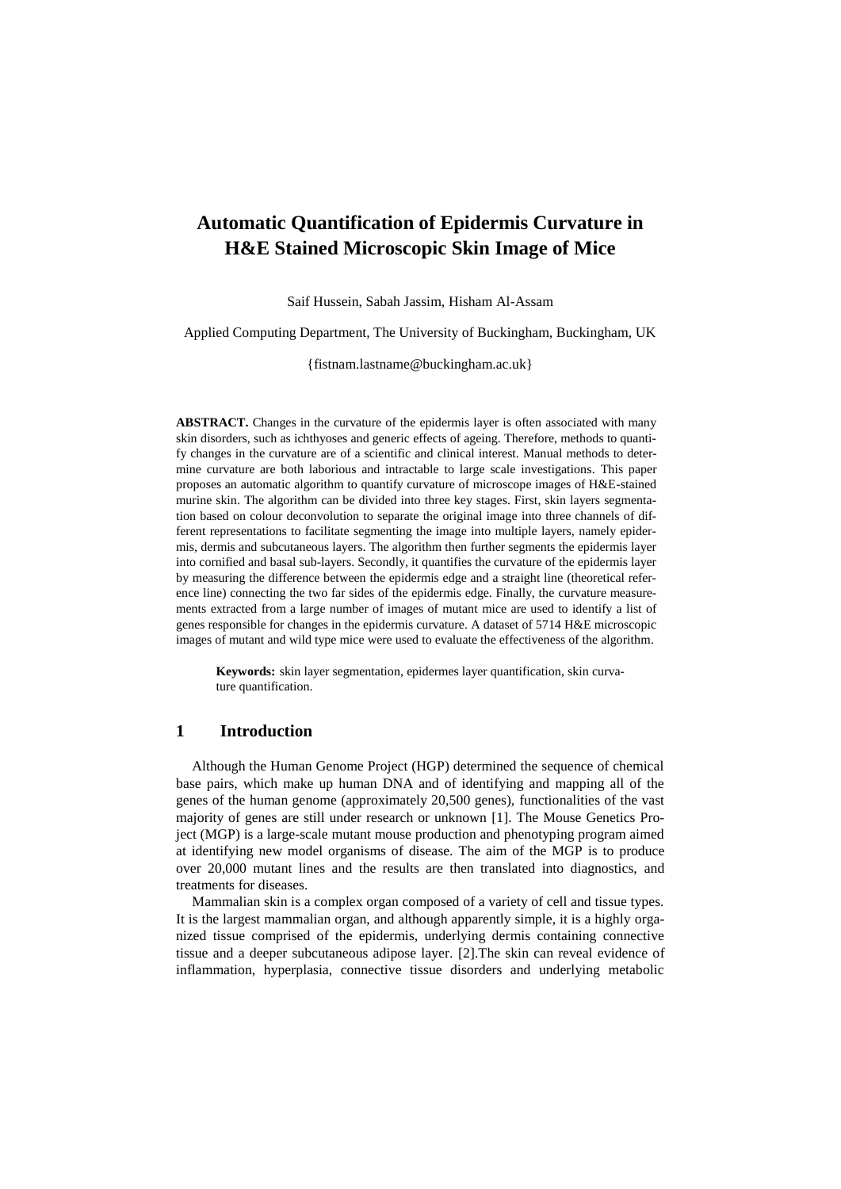# Automatic Quantification of Epidermis Curvature in H&E Stained Microscopic Skin Image of Mice

Saif Hussein, Sabah Jassim, Hisham Al-Assam

Applied Computing Department, The University of Buckingham, Buckingham, UK

{fistnam.lastname@buckingham.ac.uk}

**ABSTRACT.** Changes in the curvature of the epidermis layer is often associated with many skin disorders, such as ichthyoses and generic effects of ageing. Therefore, methods to quantify changes in the curvature are of a scientific and clinical interest. Manual methods to determine curvature are both laborious and intractable to large scale investigations. This paper proposes an automatic algorithm to quantify curvature of microscope images of H&E-stained murine skin. The algorithm can be divided into three key stages. First, skin layers segmentation based on colour deconvolution to separate the original image into three channels of different representations to facilitate segmenting the image into multiple layers, namely epidermis, dermis and subcutaneous layers. The algorithm then further segments the epidermis layer into cornified and basal sub-layers. Secondly, it quantifies the curvature of the epidermis layer by measuring the difference between the epidermis edge and a straight line (theoretical reference line) connecting the two far sides of the epidermis edge. Finally, the curvature measurements extracted from a large number of images of mutant mice are used to identify a list of genes responsible for changes in the epidermis curvature. A dataset of 5714 H&E microscopic images of mutant and wild type mice were used to evaluate the effectiveness of the algorithm.

**Keywords:** skin layer segmentation, epidermes layer quantification, skin curvature quantification.

## 1 Introduction

Although the Human Genome Project (HGP) determined the sequence of chemical base pairs, which make up human DNA and of identifying and mapping all of the genes of the human genome (approximately 20,500 genes), functionalities of the vast majority of genes are still under research or unknown [1]. The Mouse Genetics Project (MGP) is a large-scale mutant mouse production and phenotyping program aimed at identifying new model organisms of disease. The aim of the MGP is to produce over 20,000 mutant lines and the results are then translated into diagnostics, and treatments for diseases.

Mammalian skin is a complex organ composed of a variety of cell and tissue types. It is the largest mammalian organ, and although apparently simple, it is a highly organized tissue comprised of the epidermis, underlying dermis containing connective tissue and a deeper subcutaneous adipose layer. [2].The skin can reveal evidence of inflammation, hyperplasia, connective tissue disorders and underlying metabolic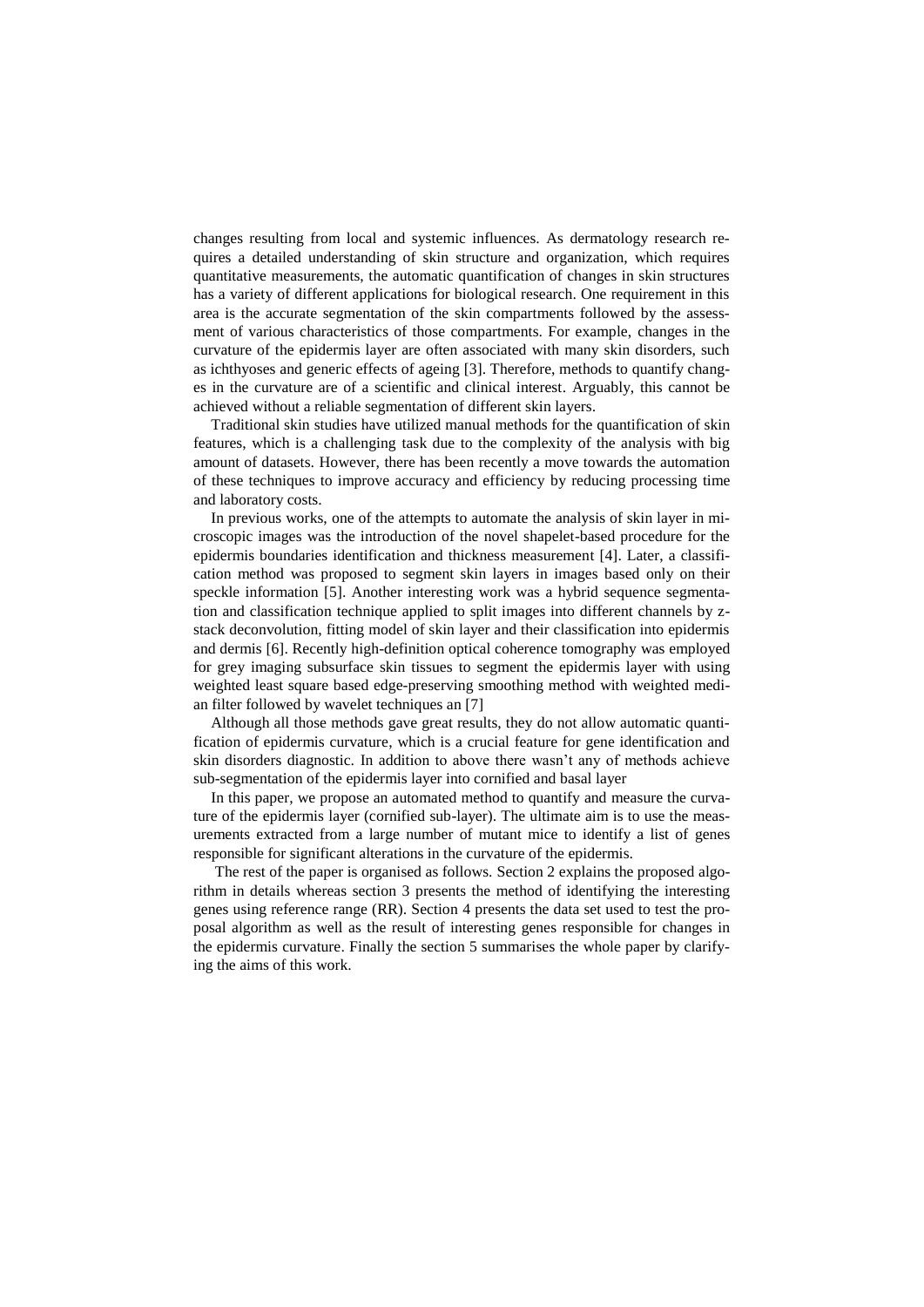changes resulting from local and systemic influences. As dermatology research requires a detailed understanding of skin structure and organization, which requires quantitative measurements, the automatic quantification of changes in skin structures has a variety of different applications for biological research. One requirement in this area is the accurate segmentation of the skin compartments followed by the assessment of various characteristics of those compartments. For example, changes in the curvature of the epidermis layer are often associated with many skin disorders, such as ichthyoses and generic effects of ageing [3]. Therefore, methods to quantify changes in the curvature are of a scientific and clinical interest. Arguably, this cannot be achieved without a reliable segmentation of different skin layers.

Traditional skin studies have utilized manual methods for the quantification of skin features, which is a challenging task due to the complexity of the analysis with big amount of datasets. However, there has been recently a move towards the automation of these techniques to improve accuracy and efficiency by reducing processing time and laboratory costs.

In previous works, one of the attempts to automate the analysis of skin layer in microscopic images was the introduction of the novel shapelet-based procedure for the epidermis boundaries identification and thickness measurement [4]. Later, a classification method was proposed to segment skin layers in images based only on their speckle information [5]. Another interesting work was a hybrid sequence segmentation and classification technique applied to split images into different channels by z-stack deconvolution, fitting model of skin layer and their classification into epidermis and dermis [6]. Recently high-definition optical coherence tomography was employed for grey imaging subsurface skin tissues to segment the epidermis layer with using weighted least square based edge-preserving smoothing method with weighted median filter followed by wavelet techniques an [7]

Although all those methods gave great results, they do not allow automatic quantification of epidermis curvature, which is a crucial feature for gene identification and skin disorders diagnostic. In addition to above there wasn't any of methods achieve sub-segmentation of the epidermis layer into cornified and basal layer

In this paper, we propose an automated method to quantify and measure the curvature of the epidermis layer (cornified sub-layer). The ultimate aim is to use the measurements extracted from a large number of mutant mice to identify a list of genes responsible for significant alterations in the curvature of the epidermis.

The rest of the paper is organised as follows. Section 2 explains the proposed algorithm in details whereas section 3 presents the method of identifying the interesting genes using reference range (RR). Section 4 presents the data set used to test the proposal algorithm as well as the result of interesting genes responsible for changes in the epidermis curvature. Finally the section 5 summarises the whole paper by clarifying the aims of this work.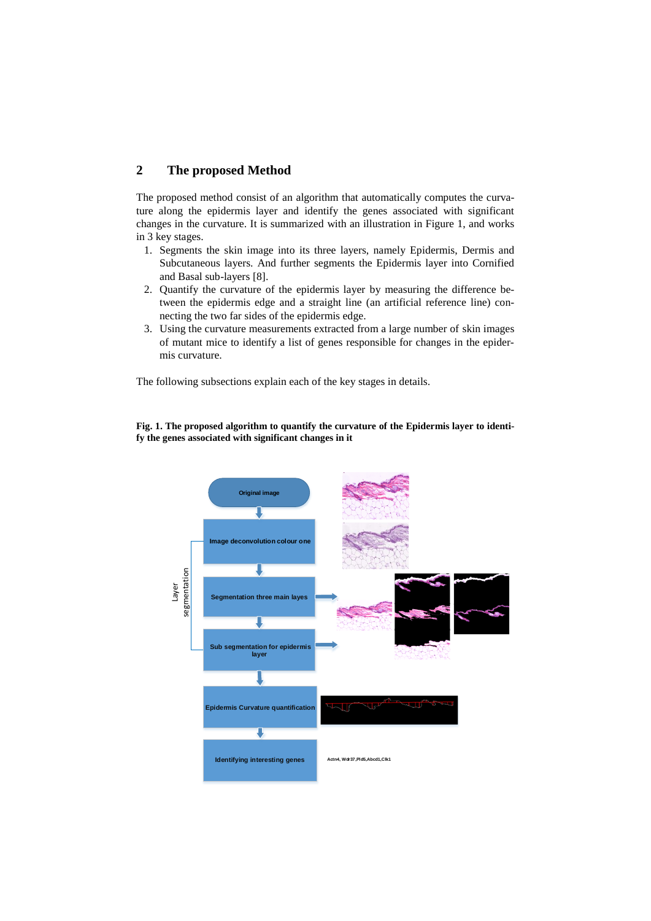## 2 The proposed Method

The proposed method consist of an algorithm that automatically computes the curvature along the epidermis layer and identify the genes associated with significant changes in the curvature. It is summarized with an illustration in Figure 1, and works in 3 key stages.

1. Segments the skin image into its three layers, namely Epidermis, Dermis and Subcutaneous layers. And further segments the Epidermis layer into Cornified and Basal sub-layers [8].
2. Quantify the curvature of the epidermis layer by measuring the difference between the epidermis edge and a straight line (an artificial reference line) connecting the two far sides of the epidermis edge.
3. Using the curvature measurements extracted from a large number of skin images of mutant mice to identify a list of genes responsible for changes in the epidermis curvature.

The following subsections explain each of the key stages in details.

**Fig. 1. The proposed algorithm to quantify the curvature of the Epidermis layer to identify the genes associated with significant changes in it**

Original image

Image deconvolution colour one

Segmentation three main layes

Sub segmentation for epidermis layer

Layer segmentation

Epidermis Curvature quantification

Identifying interesting genes

Actn4, Wdr37,Pld5,Abcd1,Clk1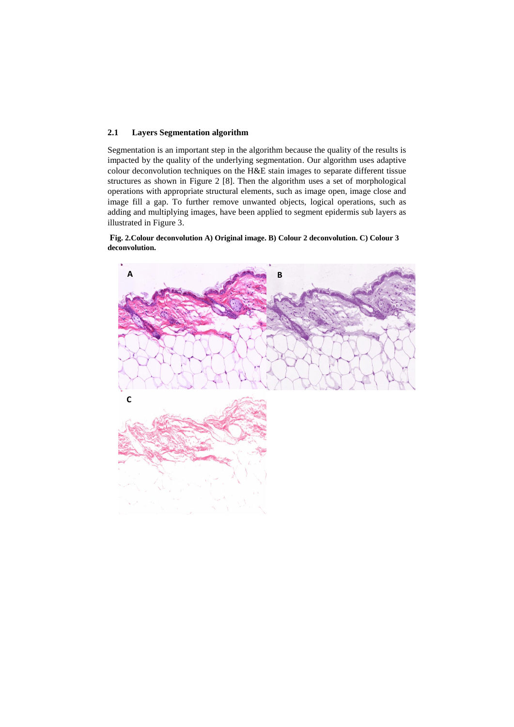### 2.1 Layers Segmentation algorithm

Segmentation is an important step in the algorithm because the quality of the results is impacted by the quality of the underlying segmentation. Our algorithm uses adaptive colour deconvolution techniques on the H&E stain images to separate different tissue structures as shown in Figure 2 [8]. Then the algorithm uses a set of morphological operations with appropriate structural elements, such as image open, image close and image fill a gap. To further remove unwanted objects, logical operations, such as adding and multiplying images, have been applied to segment epidermis sub layers as illustrated in Figure 3.

**Fig. 2.Colour deconvolution A) Original image. B) Colour 2 deconvolution. C) Colour 3 deconvolution.**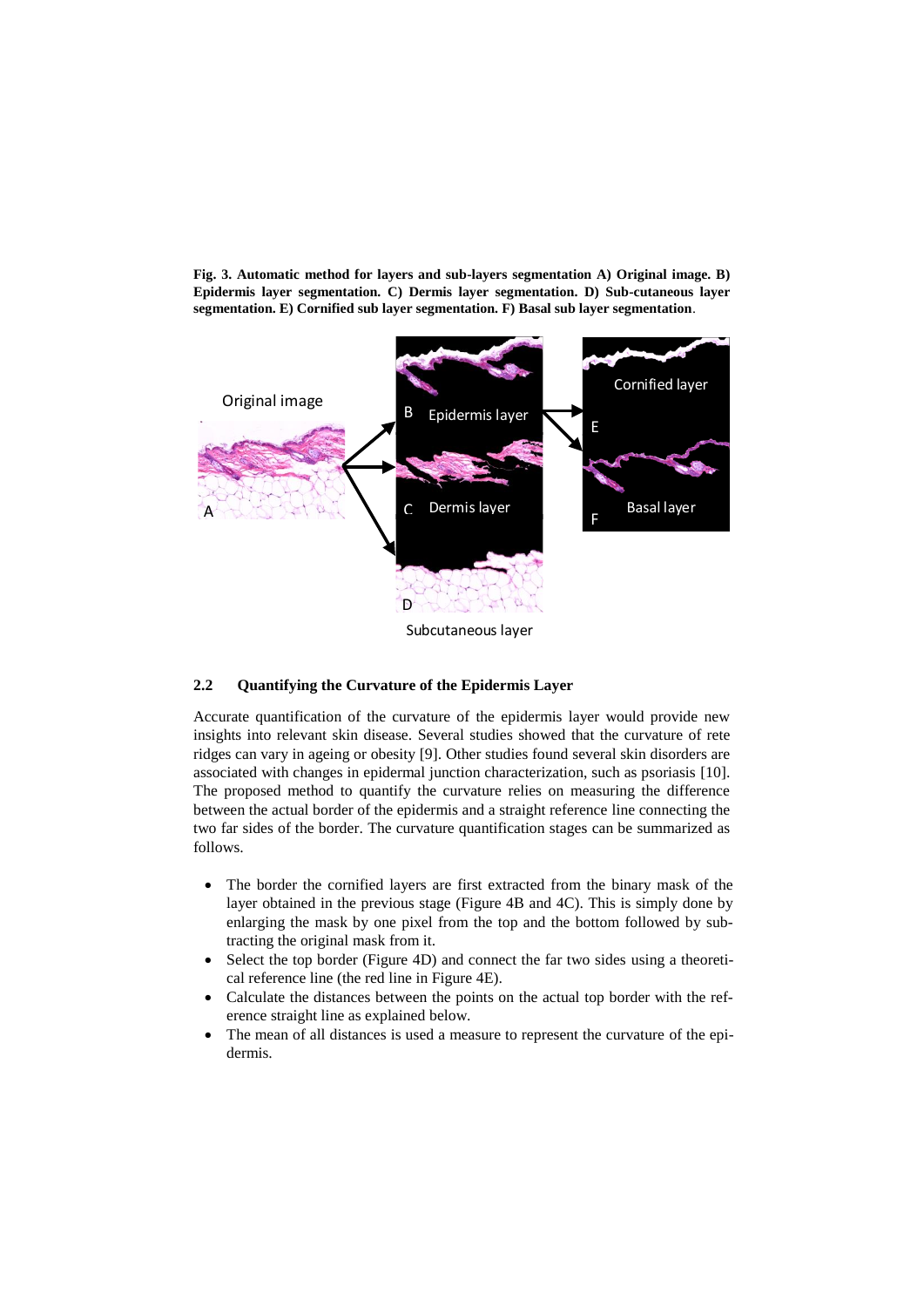**Fig. 3. Automatic method for layers and sub-layers segmentation A) Original image. B) Epidermis layer segmentation. C) Dermis layer segmentation. D) Sub-cutaneous layer segmentation. E) Cornified sub layer segmentation. F) Basal sub layer segmentation**.

### 2.2 Quantifying the Curvature of the Epidermis Layer

Accurate quantification of the curvature of the epidermis layer would provide new insights into relevant skin disease. Several studies showed that the curvature of rete ridges can vary in ageing or obesity [9]. Other studies found several skin disorders are associated with changes in epidermal junction characterization, such as psoriasis [10]. The proposed method to quantify the curvature relies on measuring the difference between the actual border of the epidermis and a straight reference line connecting the two far sides of the border. The curvature quantification stages can be summarized as follows.

- The border the cornified layers are first extracted from the binary mask of the layer obtained in the previous stage (Figure 4B and 4C). This is simply done by enlarging the mask by one pixel from the top and the bottom followed by subtracting the original mask from it.
- Select the top border (Figure 4D) and connect the far two sides using a theoretical reference line (the red line in Figure 4E).
- Calculate the distances between the points on the actual top border with the reference straight line as explained below.
- The mean of all distances is used a measure to represent the curvature of the epidermis.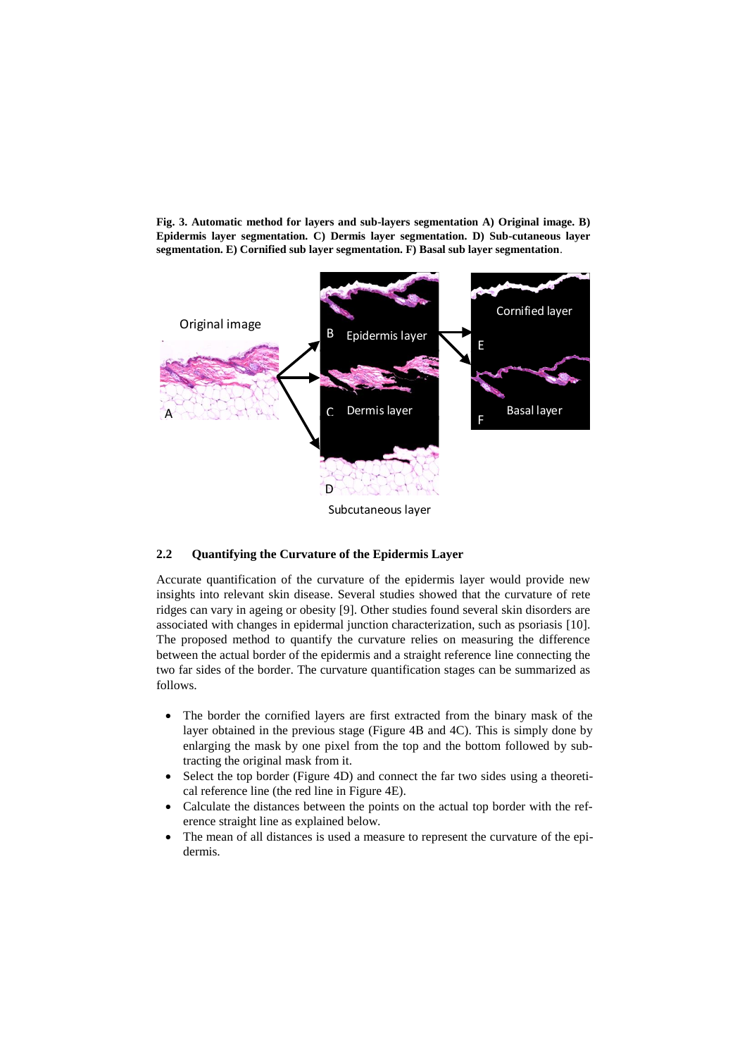**Fig. 3. Automatic method for layers and sub-layers segmentation A) Original image. B) Epidermis layer segmentation. C) Dermis layer segmentation. D) Sub-cutaneous layer segmentation. E) Cornified sub layer segmentation. F) Basal sub layer segmentation**.

### 2.2 Quantifying the Curvature of the Epidermis Layer

Accurate quantification of the curvature of the epidermis layer would provide new insights into relevant skin disease. Several studies showed that the curvature of rete ridges can vary in ageing or obesity [9]. Other studies found several skin disorders are associated with changes in epidermal junction characterization, such as psoriasis [10]. The proposed method to quantify the curvature relies on measuring the difference between the actual border of the epidermis and a straight reference line connecting the two far sides of the border. The curvature quantification stages can be summarized as follows.

- The border the cornified layers are first extracted from the binary mask of the layer obtained in the previous stage (Figure 4B and 4C). This is simply done by enlarging the mask by one pixel from the top and the bottom followed by subtracting the original mask from it.
- Select the top border (Figure 4D) and connect the far two sides using a theoretical reference line (the red line in Figure 4E).
- Calculate the distances between the points on the actual top border with the reference straight line as explained below.
- The mean of all distances is used a measure to represent the curvature of the epidermis.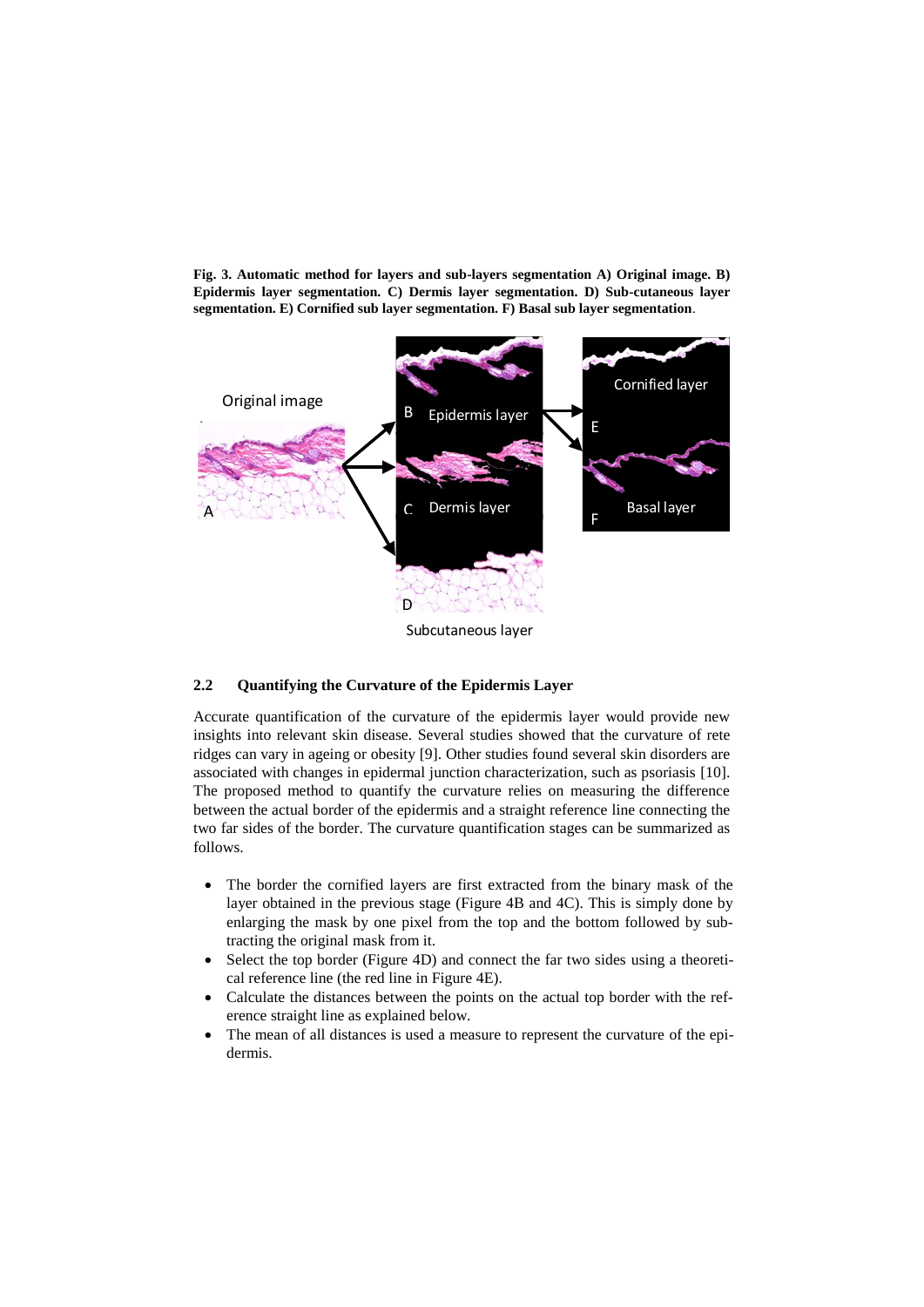**Fig. 3. Automatic method for layers and sub-layers segmentation A) Original image. B) Epidermis layer segmentation. C) Dermis layer segmentation. D) Sub-cutaneous layer segmentation. E) Cornified sub layer segmentation. F) Basal sub layer segmentation**.

### 2.2 Quantifying the Curvature of the Epidermis Layer

Accurate quantification of the curvature of the epidermis layer would provide new insights into relevant skin disease. Several studies showed that the curvature of rete ridges can vary in ageing or obesity [9]. Other studies found several skin disorders are associated with changes in epidermal junction characterization, such as psoriasis [10]. The proposed method to quantify the curvature relies on measuring the difference between the actual border of the epidermis and a straight reference line connecting the two far sides of the border. The curvature quantification stages can be summarized as follows.

- The border the cornified layers are first extracted from the binary mask of the layer obtained in the previous stage (Figure 4B and 4C). This is simply done by enlarging the mask by one pixel from the top and the bottom followed by subtracting the original mask from it.
- Select the top border (Figure 4D) and connect the far two sides using a theoretical reference line (the red line in Figure 4E).
- Calculate the distances between the points on the actual top border with the reference straight line as explained below.
- The mean of all distances is used a measure to represent the curvature of the epidermis.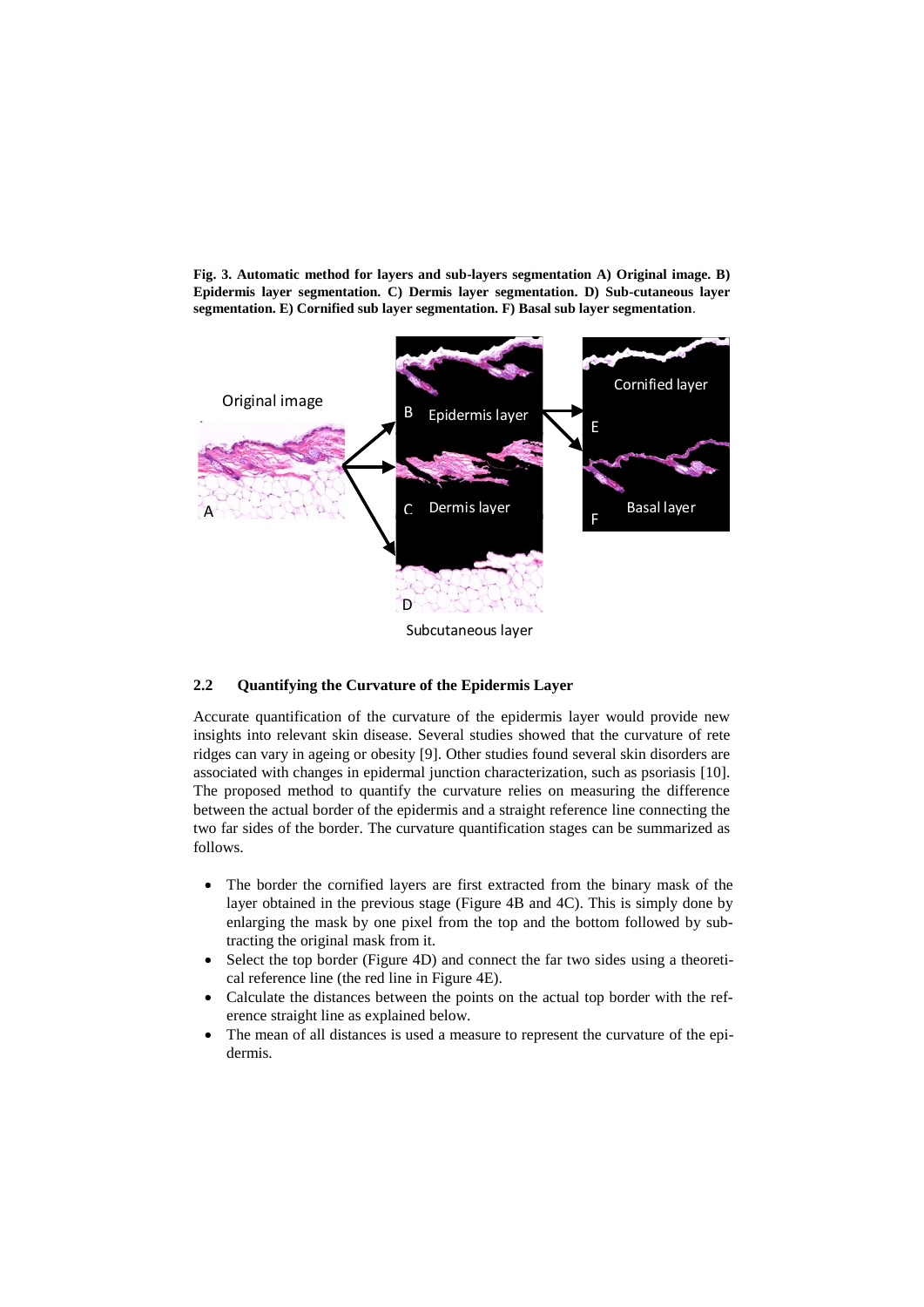**Fig. 3. Automatic method for layers and sub-layers segmentation A) Original image. B) Epidermis layer segmentation. C) Dermis layer segmentation. D) Sub-cutaneous layer segmentation. E) Cornified sub layer segmentation. F) Basal sub layer segmentation**.

### 2.2 Quantifying the Curvature of the Epidermis Layer

Accurate quantification of the curvature of the epidermis layer would provide new insights into relevant skin disease. Several studies showed that the curvature of rete ridges can vary in ageing or obesity [9]. Other studies found several skin disorders are associated with changes in epidermal junction characterization, such as psoriasis [10]. The proposed method to quantify the curvature relies on measuring the difference between the actual border of the epidermis and a straight reference line connecting the two far sides of the border. The curvature quantification stages can be summarized as follows.

- The border the cornified layers are first extracted from the binary mask of the layer obtained in the previous stage (Figure 4B and 4C). This is simply done by enlarging the mask by one pixel from the top and the bottom followed by subtracting the original mask from it.
- Select the top border (Figure 4D) and connect the far two sides using a theoretical reference line (the red line in Figure 4E).
- Calculate the distances between the points on the actual top border with the reference straight line as explained below.
- The mean of all distances is used a measure to represent the curvature of the epidermis.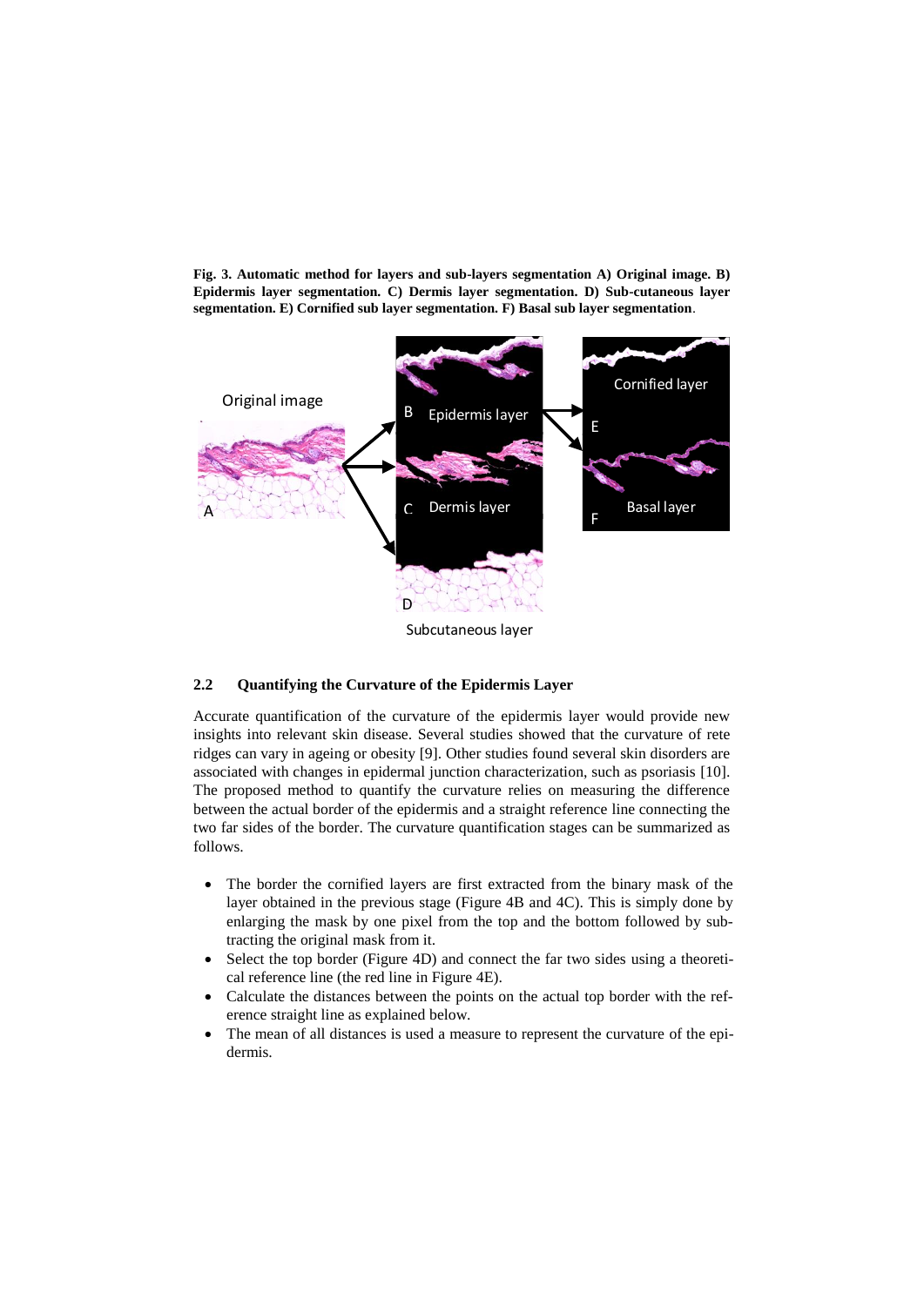**Fig. 3. Automatic method for layers and sub-layers segmentation A) Original image. B) Epidermis layer segmentation. C) Dermis layer segmentation. D) Sub-cutaneous layer segmentation. E) Cornified sub layer segmentation. F) Basal sub layer segmentation**.

### 2.2 Quantifying the Curvature of the Epidermis Layer

Accurate quantification of the curvature of the epidermis layer would provide new insights into relevant skin disease. Several studies showed that the curvature of rete ridges can vary in ageing or obesity [9]. Other studies found several skin disorders are associated with changes in epidermal junction characterization, such as psoriasis [10]. The proposed method to quantify the curvature relies on measuring the difference between the actual border of the epidermis and a straight reference line connecting the two far sides of the border. The curvature quantification stages can be summarized as follows.

- The border the cornified layers are first extracted from the binary mask of the layer obtained in the previous stage (Figure 4B and 4C). This is simply done by enlarging the mask by one pixel from the top and the bottom followed by subtracting the original mask from it.
- Select the top border (Figure 4D) and connect the far two sides using a theoretical reference line (the red line in Figure 4E).
- Calculate the distances between the points on the actual top border with the reference straight line as explained below.
- The mean of all distances is used a measure to represent the curvature of the epidermis.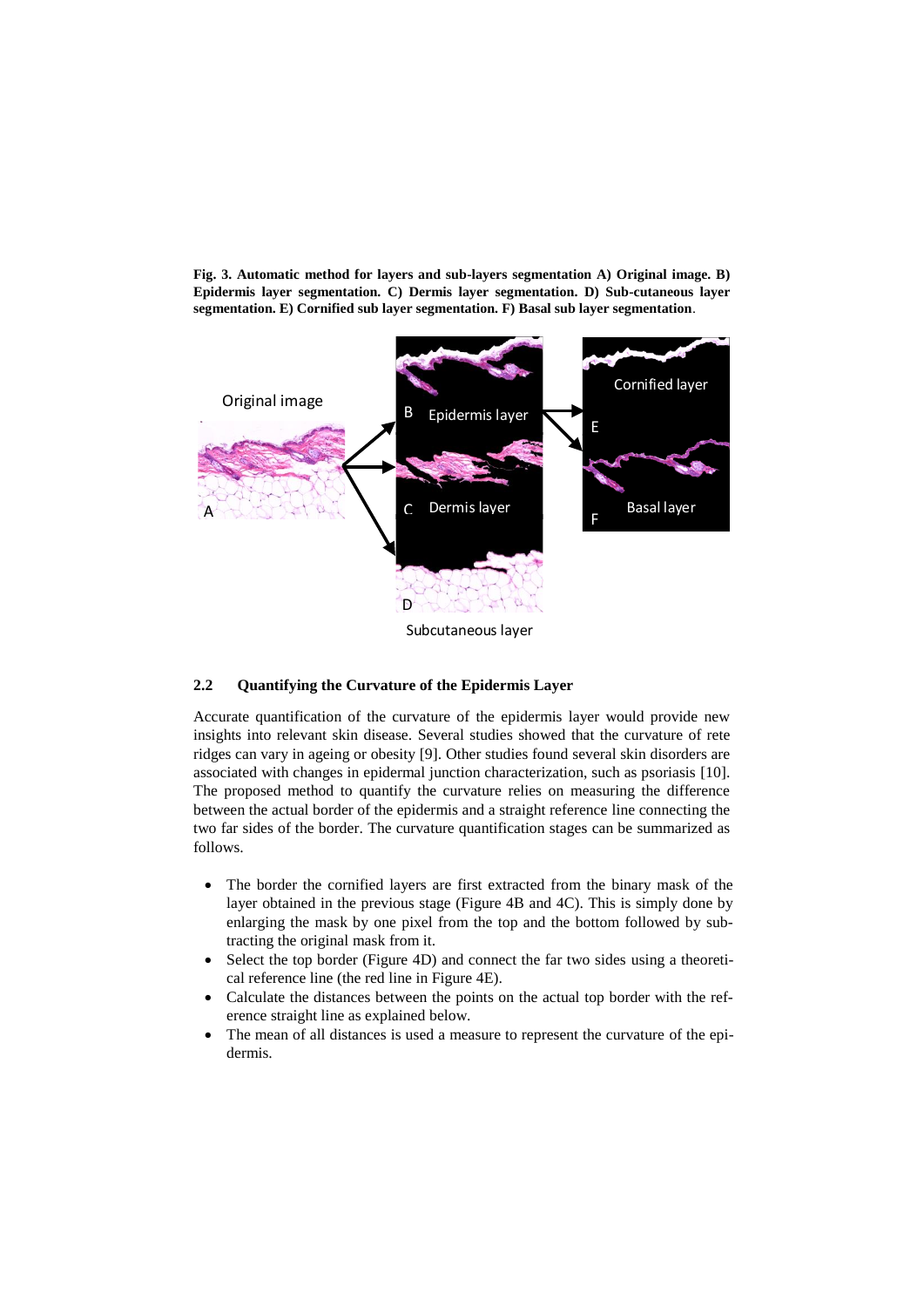**Fig. 3. Automatic method for layers and sub-layers segmentation A) Original image. B) Epidermis layer segmentation. C) Dermis layer segmentation. D) Sub-cutaneous layer segmentation. E) Cornified sub layer segmentation. F) Basal sub layer segmentation**.

### 2.2 Quantifying the Curvature of the Epidermis Layer

Accurate quantification of the curvature of the epidermis layer would provide new insights into relevant skin disease. Several studies showed that the curvature of rete ridges can vary in ageing or obesity [9]. Other studies found several skin disorders are associated with changes in epidermal junction characterization, such as psoriasis [10]. The proposed method to quantify the curvature relies on measuring the difference between the actual border of the epidermis and a straight reference line connecting the two far sides of the border. The curvature quantification stages can be summarized as follows.

- The border the cornified layers are first extracted from the binary mask of the layer obtained in the previous stage (Figure 4B and 4C). This is simply done by enlarging the mask by one pixel from the top and the bottom followed by subtracting the original mask from it.
- Select the top border (Figure 4D) and connect the far two sides using a theoretical reference line (the red line in Figure 4E).
- Calculate the distances between the points on the actual top border with the reference straight line as explained below.
- The mean of all distances is used a measure to represent the curvature of the epidermis.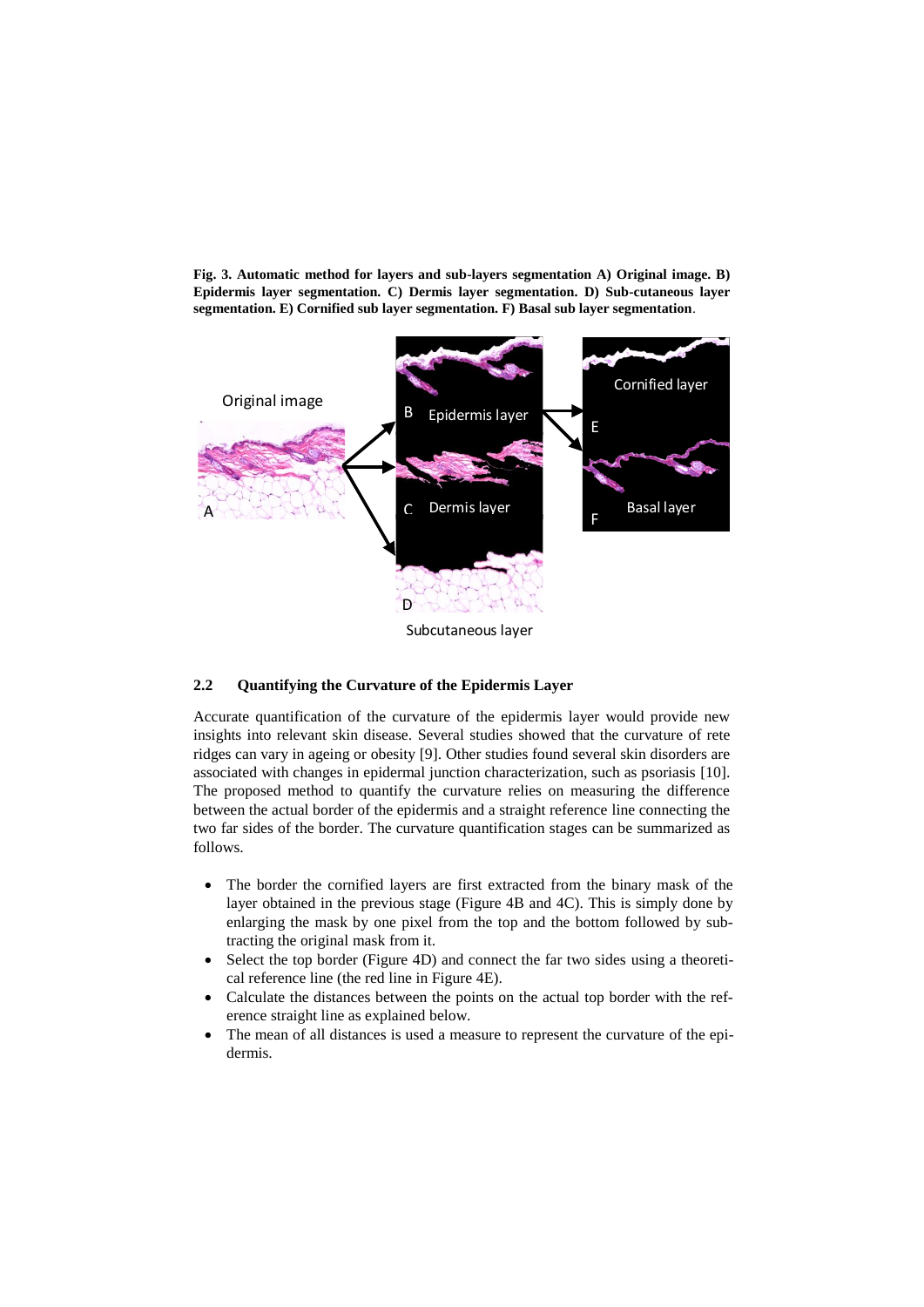**Fig. 3. Automatic method for layers and sub-layers segmentation A) Original image. B) Epidermis layer segmentation. C) Dermis layer segmentation. D) Sub-cutaneous layer segmentation. E) Cornified sub layer segmentation. F) Basal sub layer segmentation**.

Original image

A

B Epidermis layer

C Dermis layer

D

Subcutaneous layer

Cornified layer

E

F Basal layer

### 2.2 Quantifying the Curvature of the Epidermis Layer

Accurate quantification of the curvature of the epidermis layer would provide new insights into relevant skin disease. Several studies showed that the curvature of rete ridges can vary in ageing or obesity [9]. Other studies found several skin disorders are associated with changes in epidermal junction characterization, such as psoriasis [10]. The proposed method to quantify the curvature relies on measuring the difference between the actual border of the epidermis and a straight reference line connecting the two far sides of the border. The curvature quantification stages can be summarized as follows.

- The border the cornified layers are first extracted from the binary mask of the layer obtained in the previous stage (Figure 4B and 4C). This is simply done by enlarging the mask by one pixel from the top and the bottom followed by subtracting the original mask from it.
- Select the top border (Figure 4D) and connect the far two sides using a theoretical reference line (the red line in Figure 4E).
- Calculate the distances between the points on the actual top border with the reference straight line as explained below.
- The mean of all distances is used a measure to represent the curvature of the epidermis.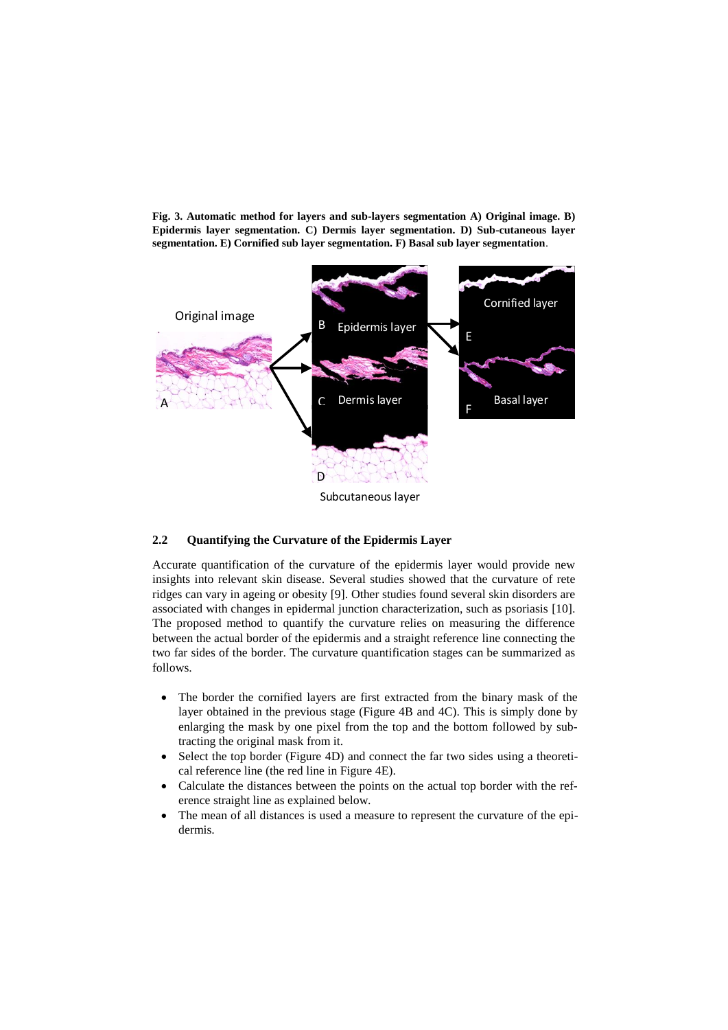**Fig. 3. Automatic method for layers and sub-layers segmentation A) Original image. B) Epidermis layer segmentation. C) Dermis layer segmentation. D) Sub-cutaneous layer segmentation. E) Cornified sub layer segmentation. F) Basal sub layer segmentation**.

Original image

A

B Epidermis layer

C Dermis layer

D

Subcutaneous layer

Cornified layer

E

F

Basal layer

### 2.2 Quantifying the Curvature of the Epidermis Layer

Accurate quantification of the curvature of the epidermis layer would provide new insights into relevant skin disease. Several studies showed that the curvature of rete ridges can vary in ageing or obesity [9]. Other studies found several skin disorders are associated with changes in epidermal junction characterization, such as psoriasis [10]. The proposed method to quantify the curvature relies on measuring the difference between the actual border of the epidermis and a straight reference line connecting the two far sides of the border. The curvature quantification stages can be summarized as follows.

- The border the cornified layers are first extracted from the binary mask of the layer obtained in the previous stage (Figure 4B and 4C). This is simply done by enlarging the mask by one pixel from the top and the bottom followed by subtracting the original mask from it.
- Select the top border (Figure 4D) and connect the far two sides using a theoretical reference line (the red line in Figure 4E).
- Calculate the distances between the points on the actual top border with the reference straight line as explained below.
- The mean of all distances is used a measure to represent the curvature of the epidermis.